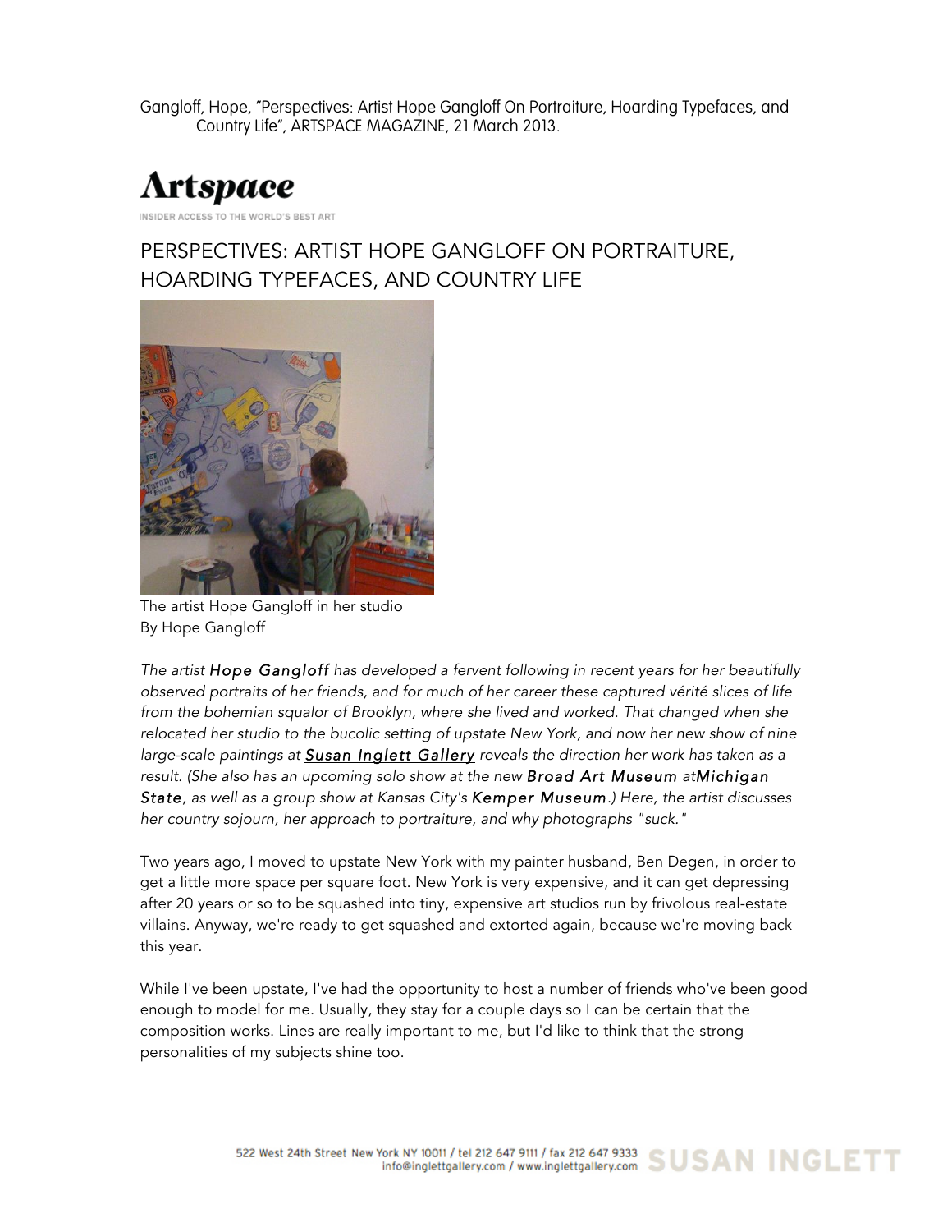Gangloff, Hope, "Perspectives: Artist Hope Gangloff On Portraiture, Hoarding Typefaces, and Country Life", ARTSPACE MAGAZINE, 21 March 2013.

**Artspace**

INSIDER ACCESS TO THE WORLD'S BEST ART

# PERSPECTIVES: ARTIST HOPE GANGLOFF ON PORTRAITURE, HOARDING TYPEFACES, AND COUNTRY LIFE

The artist Hope Gangloff in her studio
By Hope Gangloff

*The artist **Hope Gangloff** has developed a fervent following in recent years for her beautifully observed portraits of her friends, and for much of her career these captured vérité slices of life from the bohemian squalor of Brooklyn, where she lived and worked. That changed when she relocated her studio to the bucolic setting of upstate New York, and now her new show of nine large-scale paintings at **Susan Inglett Gallery** reveals the direction her work has taken as a result. (She also has an upcoming solo show at the new **Broad Art Museum** at**Michigan State**, as well as a group show at Kansas City's **Kemper Museum**.) Here, the artist discusses her country sojourn, her approach to portraiture, and why photographs "suck."*

Two years ago, I moved to upstate New York with my painter husband, Ben Degen, in order to get a little more space per square foot. New York is very expensive, and it can get depressing after 20 years or so to be squashed into tiny, expensive art studios run by frivolous real-estate villains. Anyway, we're ready to get squashed and extorted again, because we're moving back this year.

While I've been upstate, I've had the opportunity to host a number of friends who've been good enough to model for me. Usually, they stay for a couple days so I can be certain that the composition works. Lines are really important to me, but I'd like to think that the strong personalities of my subjects shine too.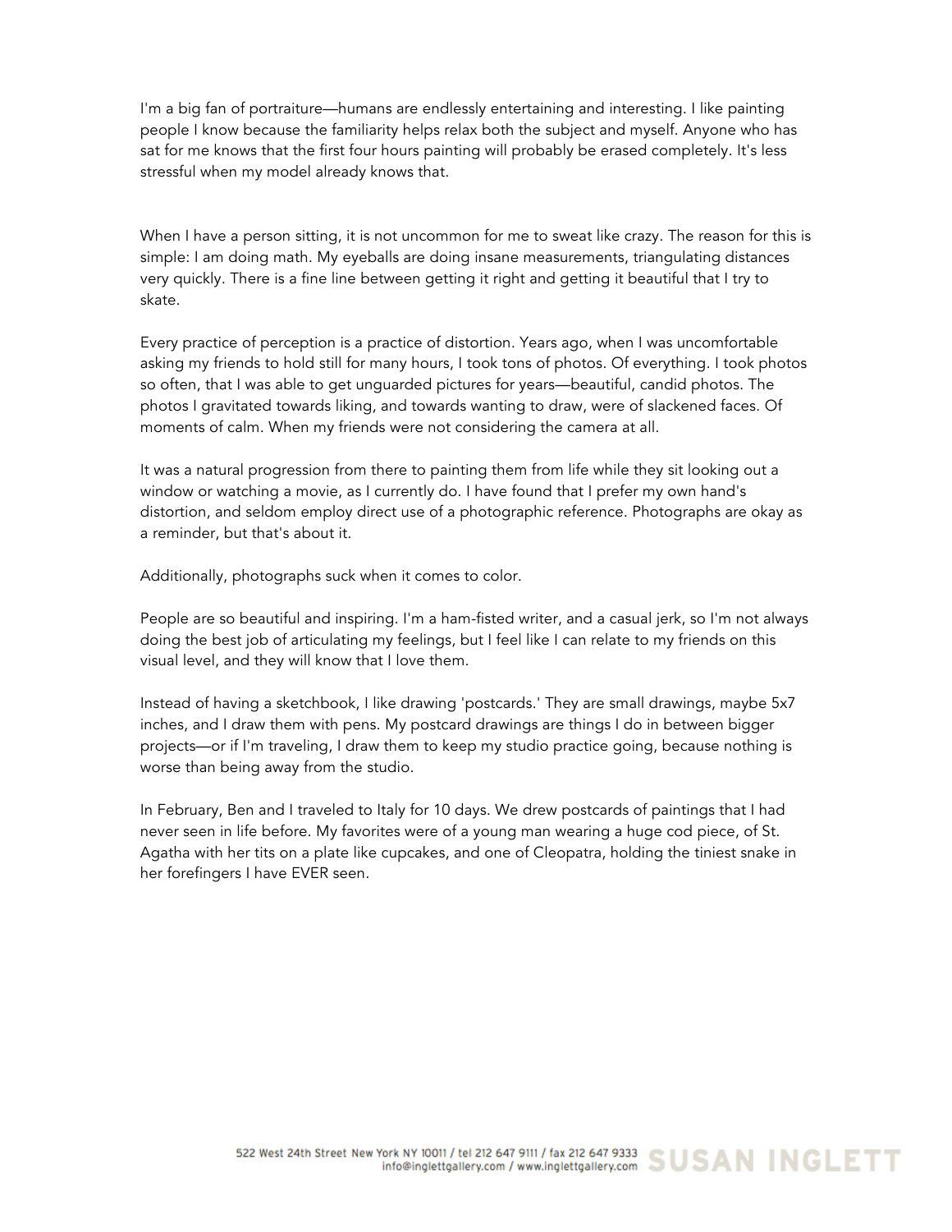I'm a big fan of portraiture—humans are endlessly entertaining and interesting. I like painting people I know because the familiarity helps relax both the subject and myself. Anyone who has sat for me knows that the first four hours painting will probably be erased completely. It's less stressful when my model already knows that.

When I have a person sitting, it is not uncommon for me to sweat like crazy. The reason for this is simple: I am doing math. My eyeballs are doing insane measurements, triangulating distances very quickly. There is a fine line between getting it right and getting it beautiful that I try to skate.

Every practice of perception is a practice of distortion. Years ago, when I was uncomfortable asking my friends to hold still for many hours, I took tons of photos. Of everything. I took photos so often, that I was able to get unguarded pictures for years—beautiful, candid photos. The photos I gravitated towards liking, and towards wanting to draw, were of slackened faces. Of moments of calm. When my friends were not considering the camera at all.

It was a natural progression from there to painting them from life while they sit looking out a window or watching a movie, as I currently do. I have found that I prefer my own hand's distortion, and seldom employ direct use of a photographic reference. Photographs are okay as a reminder, but that's about it.

Additionally, photographs suck when it comes to color.

People are so beautiful and inspiring. I'm a ham-fisted writer, and a casual jerk, so I'm not always doing the best job of articulating my feelings, but I feel like I can relate to my friends on this visual level, and they will know that I love them.

Instead of having a sketchbook, I like drawing 'postcards.' They are small drawings, maybe 5x7 inches, and I draw them with pens. My postcard drawings are things I do in between bigger projects—or if I'm traveling, I draw them to keep my studio practice going, because nothing is worse than being away from the studio.

In February, Ben and I traveled to Italy for 10 days. We drew postcards of paintings that I had never seen in life before. My favorites were of a young man wearing a huge cod piece, of St. Agatha with her tits on a plate like cupcakes, and one of Cleopatra, holding the tiniest snake in her forefingers I have EVER seen.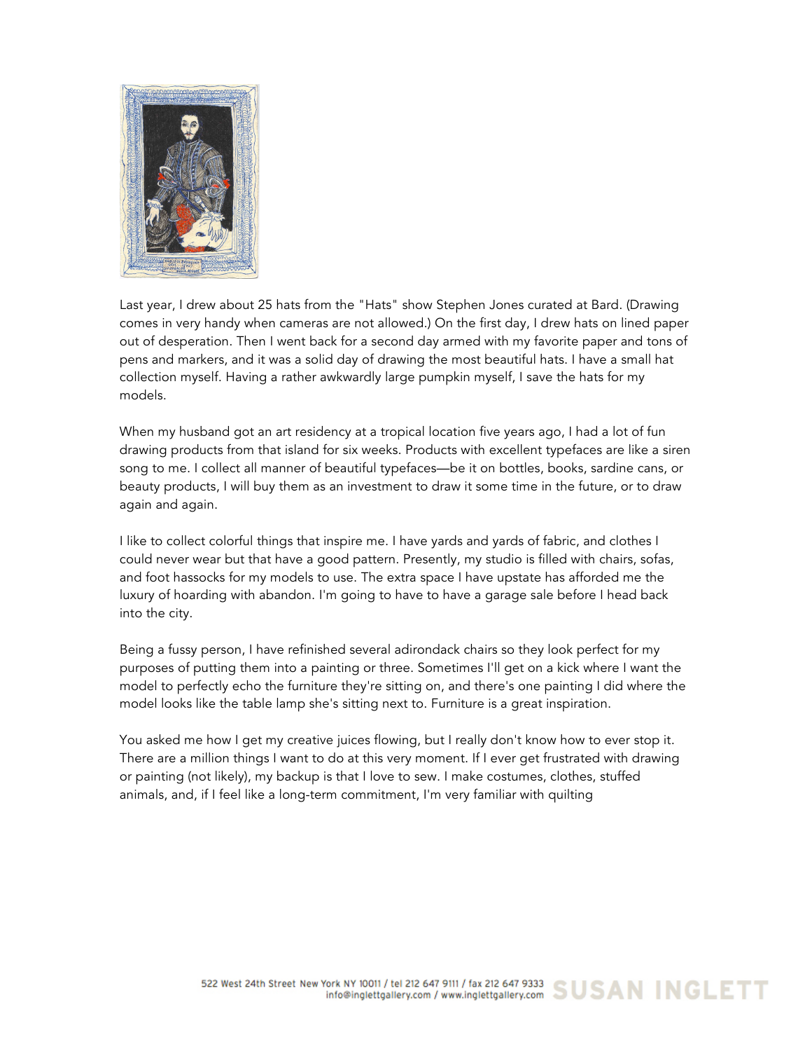Last year, I drew about 25 hats from the "Hats" show Stephen Jones curated at Bard. (Drawing comes in very handy when cameras are not allowed.) On the first day, I drew hats on lined paper out of desperation. Then I went back for a second day armed with my favorite paper and tons of pens and markers, and it was a solid day of drawing the most beautiful hats. I have a small hat collection myself. Having a rather awkwardly large pumpkin myself, I save the hats for my models.

When my husband got an art residency at a tropical location five years ago, I had a lot of fun drawing products from that island for six weeks. Products with excellent typefaces are like a siren song to me. I collect all manner of beautiful typefaces—be it on bottles, books, sardine cans, or beauty products, I will buy them as an investment to draw it some time in the future, or to draw again and again.

I like to collect colorful things that inspire me. I have yards and yards of fabric, and clothes I could never wear but that have a good pattern. Presently, my studio is filled with chairs, sofas, and foot hassocks for my models to use. The extra space I have upstate has afforded me the luxury of hoarding with abandon. I'm going to have to have a garage sale before I head back into the city.

Being a fussy person, I have refinished several adirondack chairs so they look perfect for my purposes of putting them into a painting or three. Sometimes I'll get on a kick where I want the model to perfectly echo the furniture they're sitting on, and there's one painting I did where the model looks like the table lamp she's sitting next to. Furniture is a great inspiration.

You asked me how I get my creative juices flowing, but I really don't know how to ever stop it. There are a million things I want to do at this very moment. If I ever get frustrated with drawing or painting (not likely), my backup is that I love to sew. I make costumes, clothes, stuffed animals, and, if I feel like a long-term commitment, I'm very familiar with quilting